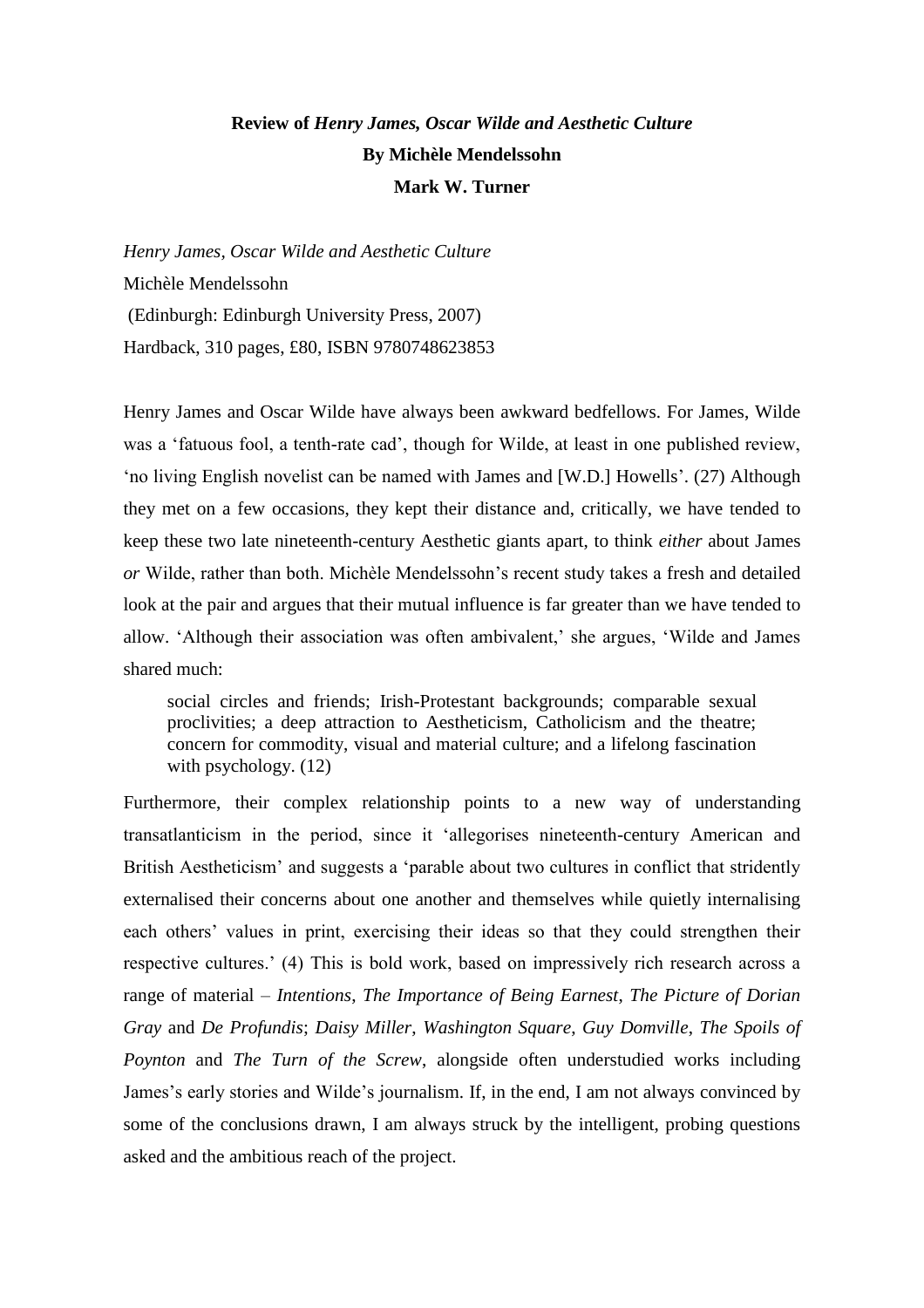**Review of *Henry James, Oscar Wilde and Aesthetic Culture***
**By Michèle Mendelssohn**
**Mark W. Turner**

*Henry James, Oscar Wilde and Aesthetic Culture*
Michèle Mendelssohn
(Edinburgh: Edinburgh University Press, 2007)
Hardback, 310 pages, £80, ISBN 9780748623853

Henry James and Oscar Wilde have always been awkward bedfellows. For James, Wilde was a 'fatuous fool, a tenth-rate cad', though for Wilde, at least in one published review, 'no living English novelist can be named with James and [W.D.] Howells'. (27) Although they met on a few occasions, they kept their distance and, critically, we have tended to keep these two late nineteenth-century Aesthetic giants apart, to think *either* about James *or* Wilde, rather than both. Michèle Mendelssohn's recent study takes a fresh and detailed look at the pair and argues that their mutual influence is far greater than we have tended to allow. 'Although their association was often ambivalent,' she argues, 'Wilde and James shared much:

> social circles and friends; Irish-Protestant backgrounds; comparable sexual proclivities; a deep attraction to Aestheticism, Catholicism and the theatre; concern for commodity, visual and material culture; and a lifelong fascination with psychology. (12)

Furthermore, their complex relationship points to a new way of understanding transatlanticism in the period, since it 'allegorises nineteenth-century American and British Aestheticism' and suggests a 'parable about two cultures in conflict that stridently externalised their concerns about one another and themselves while quietly internalising each others' values in print, exercising their ideas so that they could strengthen their respective cultures.' (4) This is bold work, based on impressively rich research across a range of material – *Intentions*, *The Importance of Being Earnest*, *The Picture of Dorian Gray* and *De Profundis*; *Daisy Miller*, *Washington Square*, *Guy Domville*, *The Spoils of Poynton* and *The Turn of the Screw*, alongside often understudied works including James's early stories and Wilde's journalism. If, in the end, I am not always convinced by some of the conclusions drawn, I am always struck by the intelligent, probing questions asked and the ambitious reach of the project.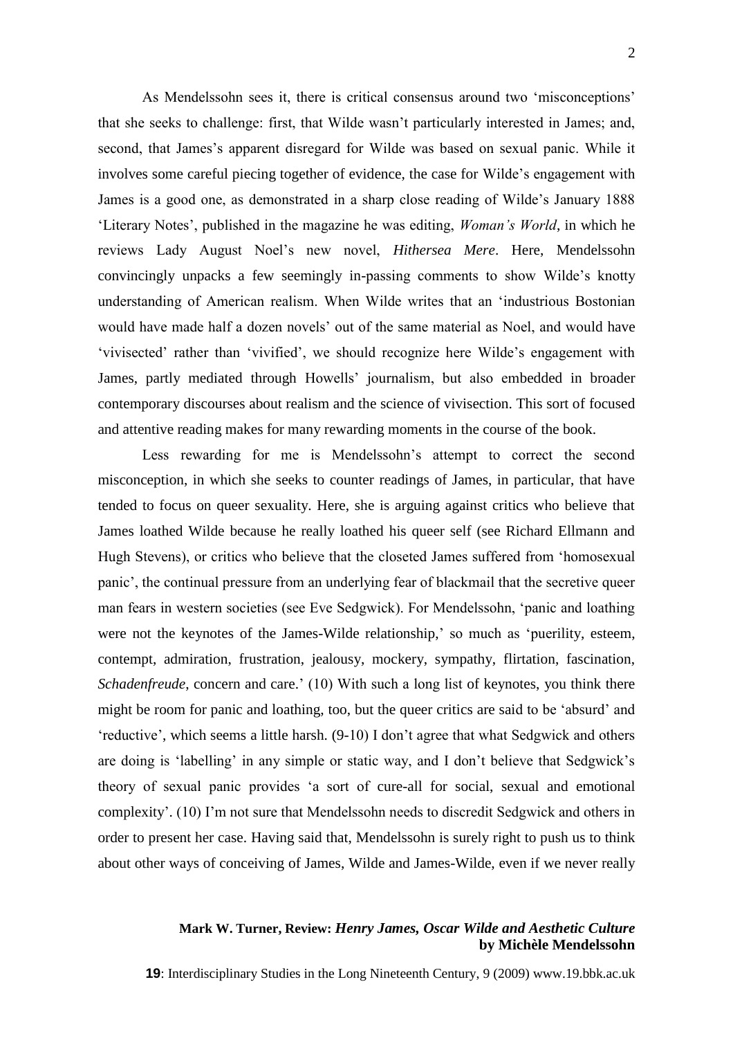As Mendelssohn sees it, there is critical consensus around two 'misconceptions' that she seeks to challenge: first, that Wilde wasn't particularly interested in James; and, second, that James's apparent disregard for Wilde was based on sexual panic. While it involves some careful piecing together of evidence, the case for Wilde's engagement with James is a good one, as demonstrated in a sharp close reading of Wilde's January 1888 'Literary Notes', published in the magazine he was editing, *Woman's World*, in which he reviews Lady August Noel's new novel, *Hithersea Mere*. Here, Mendelssohn convincingly unpacks a few seemingly in-passing comments to show Wilde's knotty understanding of American realism. When Wilde writes that an 'industrious Bostonian would have made half a dozen novels' out of the same material as Noel, and would have 'vivisected' rather than 'vivified', we should recognize here Wilde's engagement with James, partly mediated through Howells' journalism, but also embedded in broader contemporary discourses about realism and the science of vivisection. This sort of focused and attentive reading makes for many rewarding moments in the course of the book.

Less rewarding for me is Mendelssohn's attempt to correct the second misconception, in which she seeks to counter readings of James, in particular, that have tended to focus on queer sexuality. Here, she is arguing against critics who believe that James loathed Wilde because he really loathed his queer self (see Richard Ellmann and Hugh Stevens), or critics who believe that the closeted James suffered from 'homosexual panic', the continual pressure from an underlying fear of blackmail that the secretive queer man fears in western societies (see Eve Sedgwick). For Mendelssohn, 'panic and loathing were not the keynotes of the James-Wilde relationship,' so much as 'puerility, esteem, contempt, admiration, frustration, jealousy, mockery, sympathy, flirtation, fascination, *Schadenfreude*, concern and care.' (10) With such a long list of keynotes, you think there might be room for panic and loathing, too, but the queer critics are said to be 'absurd' and 'reductive', which seems a little harsh. (9-10) I don't agree that what Sedgwick and others are doing is 'labelling' in any simple or static way, and I don't believe that Sedgwick's theory of sexual panic provides 'a sort of cure-all for social, sexual and emotional complexity'. (10) I'm not sure that Mendelssohn needs to discredit Sedgwick and others in order to present her case. Having said that, Mendelssohn is surely right to push us to think about other ways of conceiving of James, Wilde and James-Wilde, even if we never really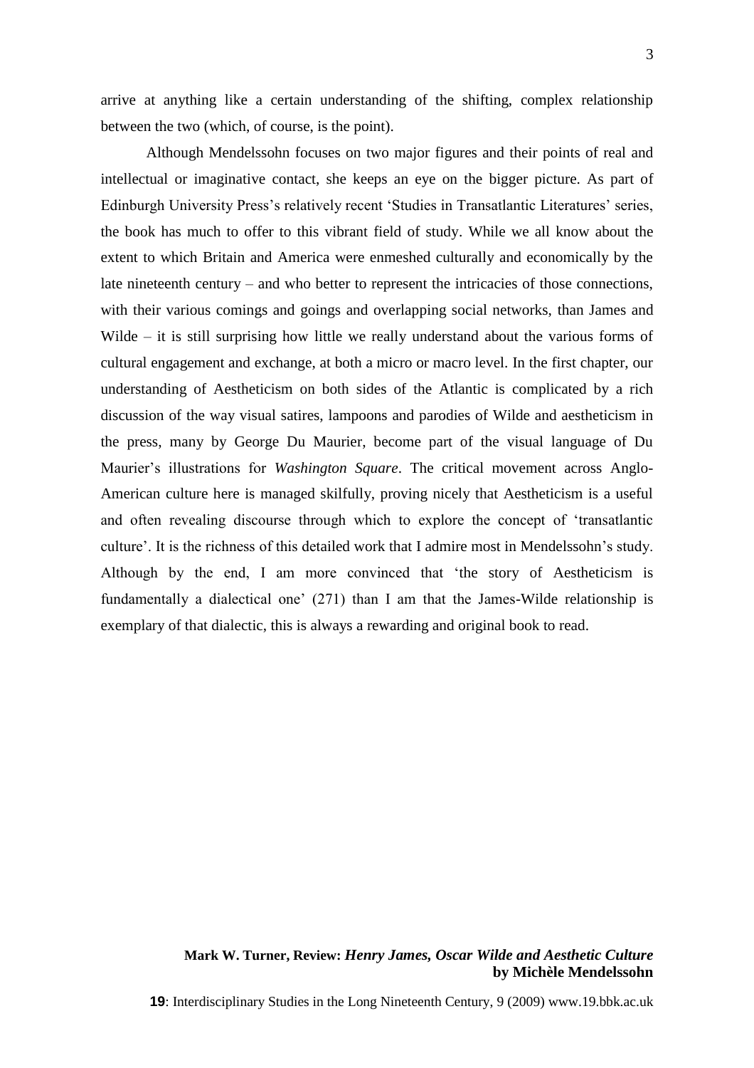arrive at anything like a certain understanding of the shifting, complex relationship between the two (which, of course, is the point).

Although Mendelssohn focuses on two major figures and their points of real and intellectual or imaginative contact, she keeps an eye on the bigger picture. As part of Edinburgh University Press's relatively recent 'Studies in Transatlantic Literatures' series, the book has much to offer to this vibrant field of study. While we all know about the extent to which Britain and America were enmeshed culturally and economically by the late nineteenth century – and who better to represent the intricacies of those connections, with their various comings and goings and overlapping social networks, than James and Wilde – it is still surprising how little we really understand about the various forms of cultural engagement and exchange, at both a micro or macro level. In the first chapter, our understanding of Aestheticism on both sides of the Atlantic is complicated by a rich discussion of the way visual satires, lampoons and parodies of Wilde and aestheticism in the press, many by George Du Maurier, become part of the visual language of Du Maurier's illustrations for *Washington Square*. The critical movement across Anglo-American culture here is managed skilfully, proving nicely that Aestheticism is a useful and often revealing discourse through which to explore the concept of 'transatlantic culture'. It is the richness of this detailed work that I admire most in Mendelssohn's study. Although by the end, I am more convinced that 'the story of Aestheticism is fundamentally a dialectical one' (271) than I am that the James-Wilde relationship is exemplary of that dialectic, this is always a rewarding and original book to read.